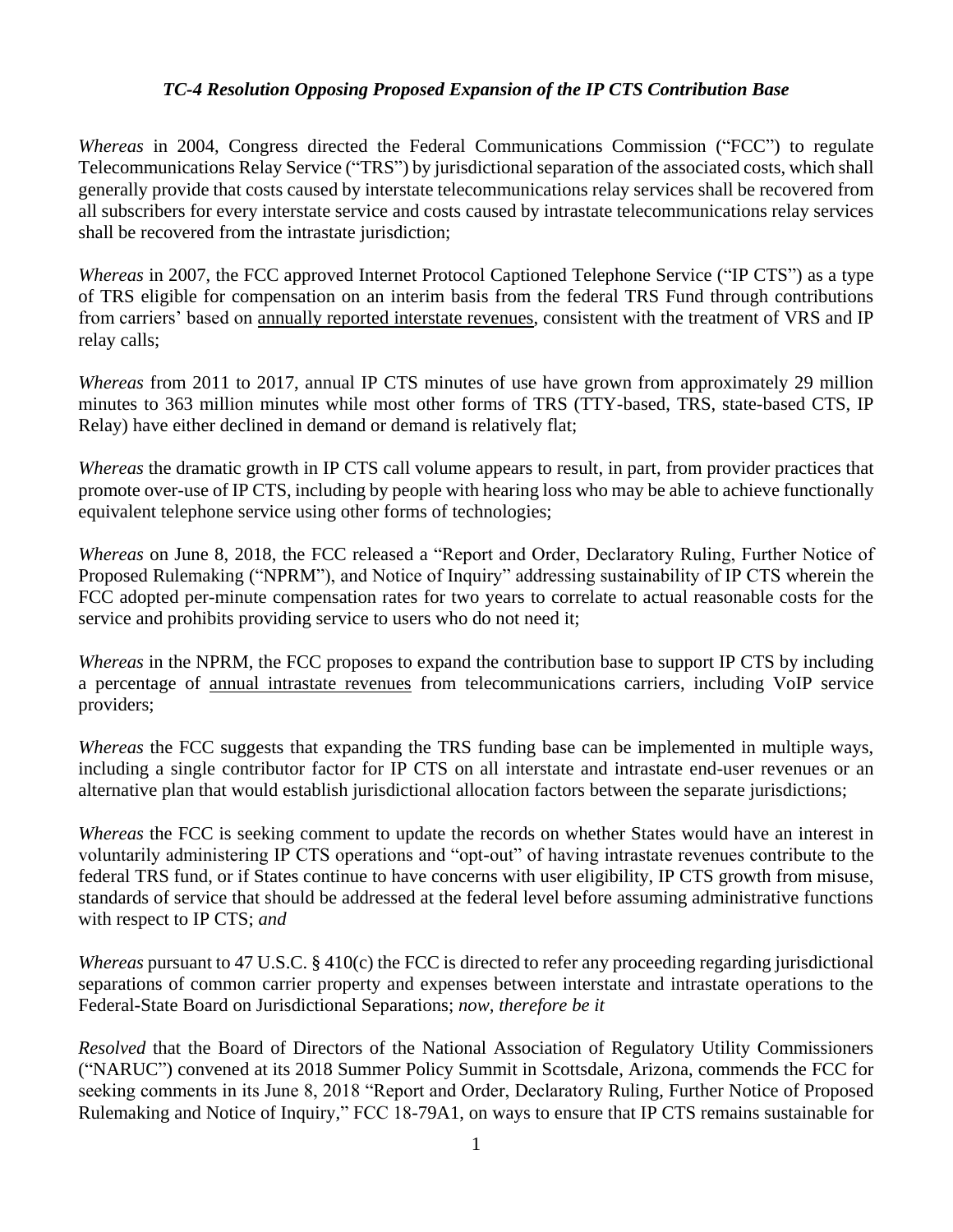*TC-4 Resolution Opposing Proposed Expansion of the IP CTS Contribution Base*

*Whereas* in 2004, Congress directed the Federal Communications Commission ("FCC") to regulate Telecommunications Relay Service ("TRS") by jurisdictional separation of the associated costs, which shall generally provide that costs caused by interstate telecommunications relay services shall be recovered from all subscribers for every interstate service and costs caused by intrastate telecommunications relay services shall be recovered from the intrastate jurisdiction;

*Whereas* in 2007, the FCC approved Internet Protocol Captioned Telephone Service ("IP CTS") as a type of TRS eligible for compensation on an interim basis from the federal TRS Fund through contributions from carriers' based on <u>annually reported interstate revenues</u>, consistent with the treatment of VRS and IP relay calls;

*Whereas* from 2011 to 2017, annual IP CTS minutes of use have grown from approximately 29 million minutes to 363 million minutes while most other forms of TRS (TTY-based, TRS, state-based CTS, IP Relay) have either declined in demand or demand is relatively flat;

*Whereas* the dramatic growth in IP CTS call volume appears to result, in part, from provider practices that promote over-use of IP CTS, including by people with hearing loss who may be able to achieve functionally equivalent telephone service using other forms of technologies;

*Whereas* on June 8, 2018, the FCC released a "Report and Order, Declaratory Ruling, Further Notice of Proposed Rulemaking ("NPRM"), and Notice of Inquiry" addressing sustainability of IP CTS wherein the FCC adopted per-minute compensation rates for two years to correlate to actual reasonable costs for the service and prohibits providing service to users who do not need it;

*Whereas* in the NPRM, the FCC proposes to expand the contribution base to support IP CTS by including a percentage of <u>annual intrastate revenues</u> from telecommunications carriers, including VoIP service providers;

*Whereas* the FCC suggests that expanding the TRS funding base can be implemented in multiple ways, including a single contributor factor for IP CTS on all interstate and intrastate end-user revenues or an alternative plan that would establish jurisdictional allocation factors between the separate jurisdictions;

*Whereas* the FCC is seeking comment to update the records on whether States would have an interest in voluntarily administering IP CTS operations and "opt-out" of having intrastate revenues contribute to the federal TRS fund, or if States continue to have concerns with user eligibility, IP CTS growth from misuse, standards of service that should be addressed at the federal level before assuming administrative functions with respect to IP CTS; *and*

*Whereas* pursuant to 47 U.S.C. § 410(c) the FCC is directed to refer any proceeding regarding jurisdictional separations of common carrier property and expenses between interstate and intrastate operations to the Federal-State Board on Jurisdictional Separations; *now, therefore be it*

*Resolved* that the Board of Directors of the National Association of Regulatory Utility Commissioners ("NARUC") convened at its 2018 Summer Policy Summit in Scottsdale, Arizona, commends the FCC for seeking comments in its June 8, 2018 "Report and Order, Declaratory Ruling, Further Notice of Proposed Rulemaking and Notice of Inquiry," FCC 18-79A1, on ways to ensure that IP CTS remains sustainable for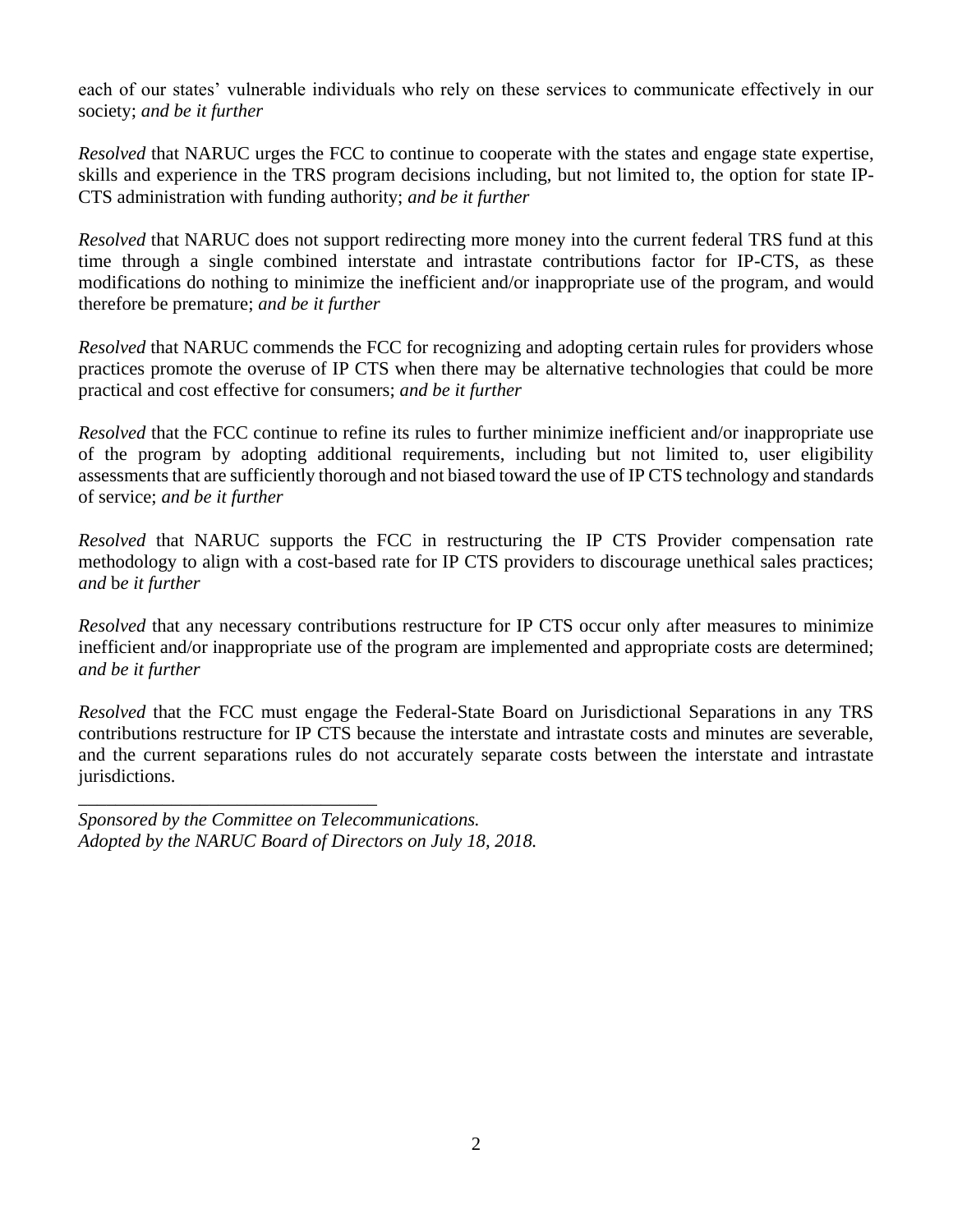each of our states' vulnerable individuals who rely on these services to communicate effectively in our society; *and be it further*

*Resolved* that NARUC urges the FCC to continue to cooperate with the states and engage state expertise, skills and experience in the TRS program decisions including, but not limited to, the option for state IP-CTS administration with funding authority; *and be it further*

*Resolved* that NARUC does not support redirecting more money into the current federal TRS fund at this time through a single combined interstate and intrastate contributions factor for IP-CTS, as these modifications do nothing to minimize the inefficient and/or inappropriate use of the program, and would therefore be premature; *and be it further*

*Resolved* that NARUC commends the FCC for recognizing and adopting certain rules for providers whose practices promote the overuse of IP CTS when there may be alternative technologies that could be more practical and cost effective for consumers; *and be it further*

*Resolved* that the FCC continue to refine its rules to further minimize inefficient and/or inappropriate use of the program by adopting additional requirements, including but not limited to, user eligibility assessments that are sufficiently thorough and not biased toward the use of IP CTS technology and standards of service; *and be it further*

*Resolved* that NARUC supports the FCC in restructuring the IP CTS Provider compensation rate methodology to align with a cost-based rate for IP CTS providers to discourage unethical sales practices; *and* be *it further*

*Resolved* that any necessary contributions restructure for IP CTS occur only after measures to minimize inefficient and/or inappropriate use of the program are implemented and appropriate costs are determined; *and be it further*

*Resolved* that the FCC must engage the Federal-State Board on Jurisdictional Separations in any TRS contributions restructure for IP CTS because the interstate and intrastate costs and minutes are severable, and the current separations rules do not accurately separate costs between the interstate and intrastate jurisdictions.

---

*Sponsored by the Committee on Telecommunications.*
*Adopted by the NARUC Board of Directors on July 18, 2018.*